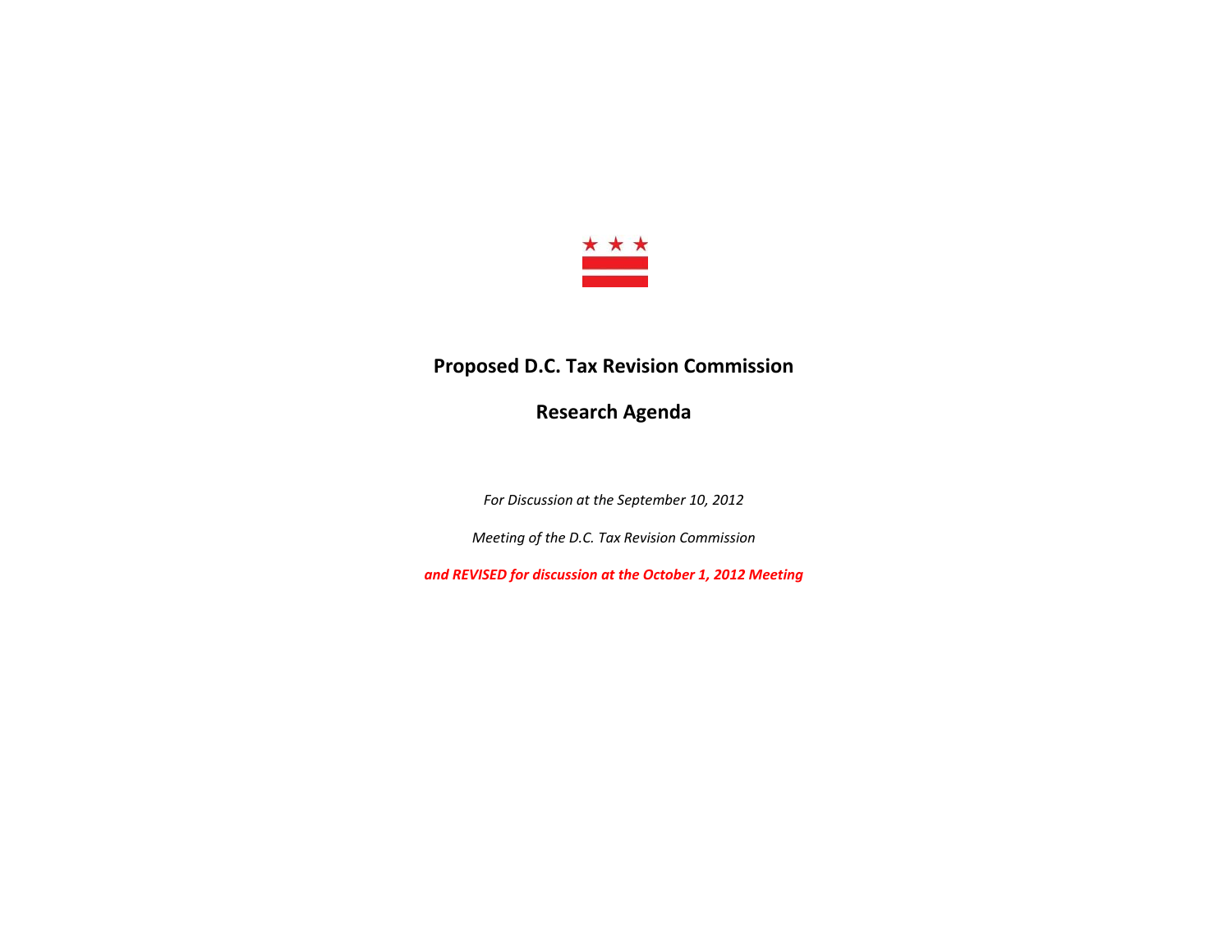# Proposed D.C. Tax Revision Commission

## Research Agenda

*For Discussion at the September 10, 2012*

*Meeting of the D.C. Tax Revision Commission*

***and REVISED for discussion at the October 1, 2012 Meeting***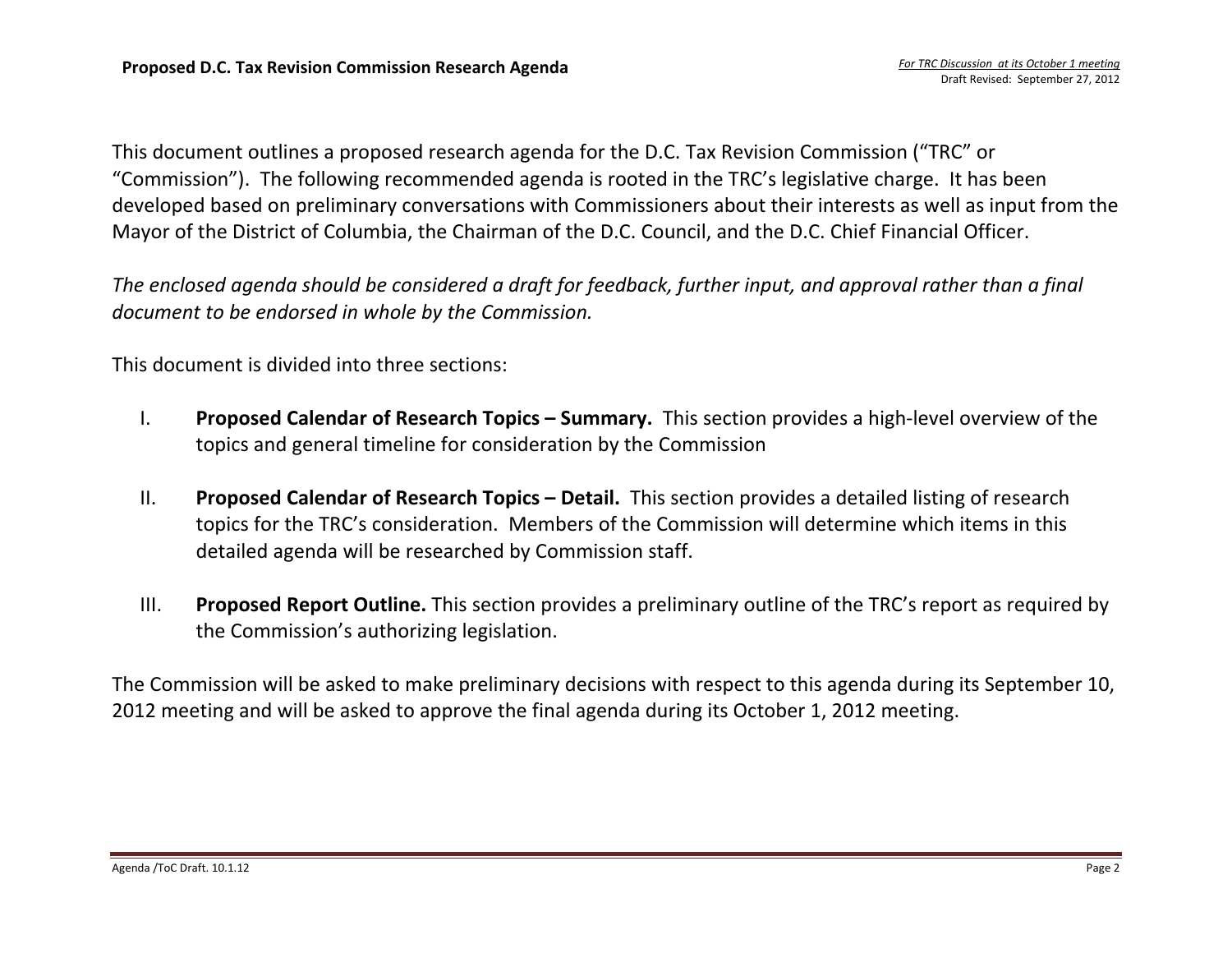This document outlines a proposed research agenda for the D.C. Tax Revision Commission ("TRC" or "Commission"). The following recommended agenda is rooted in the TRC's legislative charge. It has been developed based on preliminary conversations with Commissioners about their interests as well as input from the Mayor of the District of Columbia, the Chairman of the D.C. Council, and the D.C. Chief Financial Officer.

*The enclosed agenda should be considered a draft for feedback, further input, and approval rather than a final document to be endorsed in whole by the Commission.*

This document is divided into three sections:

I. **Proposed Calendar of Research Topics – Summary.** This section provides a high-level overview of the topics and general timeline for consideration by the Commission

II. **Proposed Calendar of Research Topics – Detail.** This section provides a detailed listing of research topics for the TRC's consideration. Members of the Commission will determine which items in this detailed agenda will be researched by Commission staff.

III. **Proposed Report Outline.** This section provides a preliminary outline of the TRC's report as required by the Commission's authorizing legislation.

The Commission will be asked to make preliminary decisions with respect to this agenda during its September 10, 2012 meeting and will be asked to approve the final agenda during its October 1, 2012 meeting.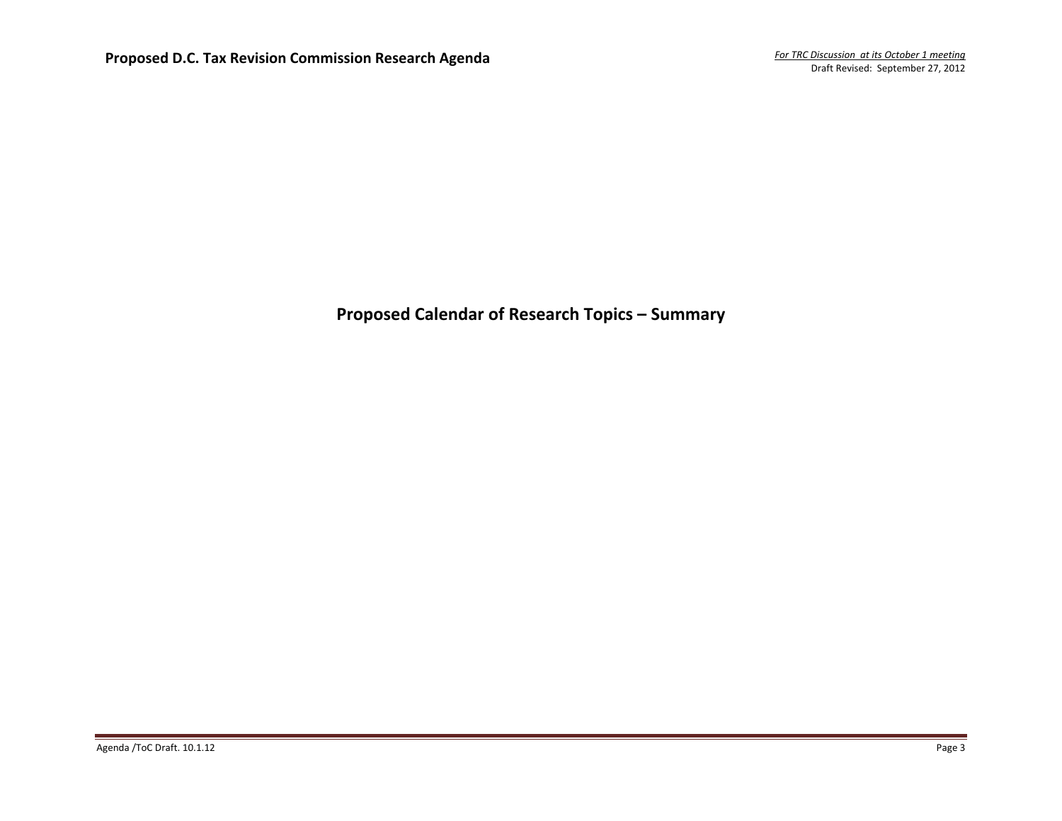# Proposed Calendar of Research Topics – Summary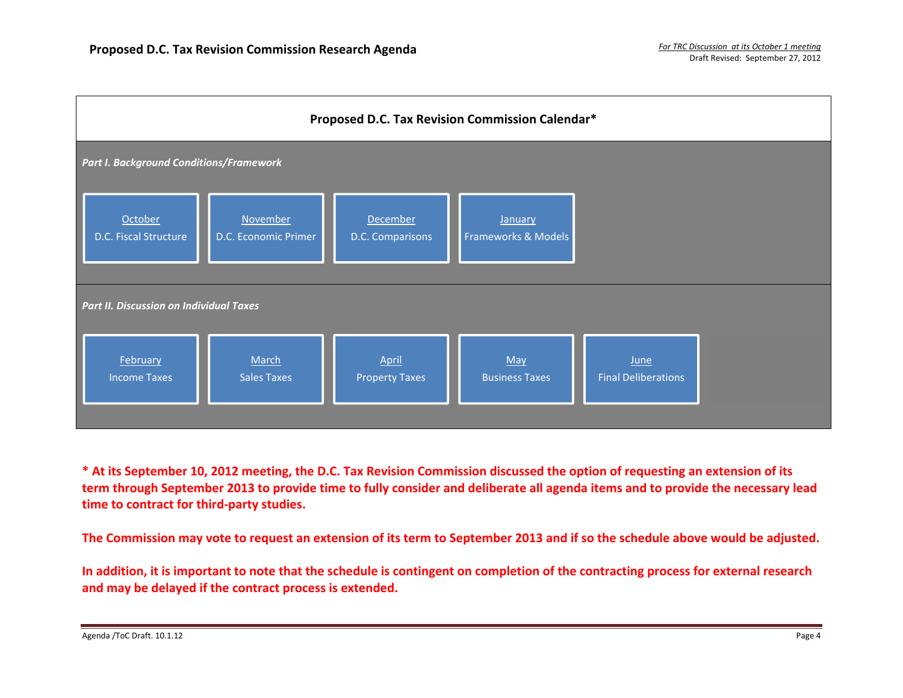# Proposed D.C. Tax Revision Commission Research Agenda

*For TRC Discussion at its October 1 meeting*
Draft Revised: September 27, 2012

## Proposed D.C. Tax Revision Commission Calendar*

***Part I. Background Conditions/Framework***

| October | November | December | January |
|---|---|---|---|
| D.C. Fiscal Structure | D.C. Economic Primer | D.C. Comparisons | Frameworks & Models |

***Part II. Discussion on Individual Taxes***

| February | March | April | May | June |
|---|---|---|---|---|
| Income Taxes | Sales Taxes | Property Taxes | Business Taxes | Final Deliberations |

**\* At its September 10, 2012 meeting, the D.C. Tax Revision Commission discussed the option of requesting an extension of its term through September 2013 to provide time to fully consider and deliberate all agenda items and to provide the necessary lead time to contract for third-party studies.**

**The Commission may vote to request an extension of its term to September 2013 and if so the schedule above would be adjusted.**

**In addition, it is important to note that the schedule is contingent on completion of the contracting process for external research and may be delayed if the contract process is extended.**

Agenda /ToC Draft. 10.1.12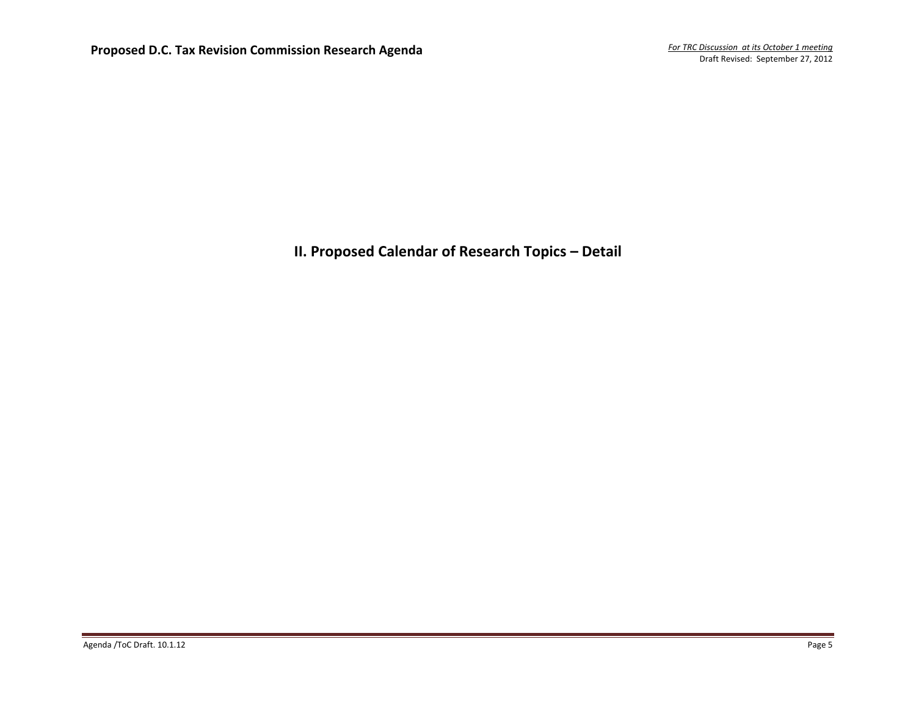# II. Proposed Calendar of Research Topics – Detail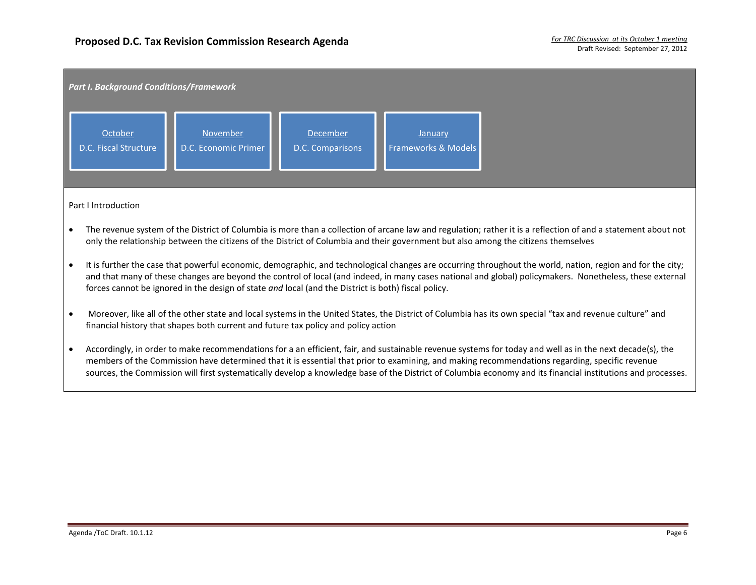# Proposed D.C. Tax Revision Commission Research Agenda

*For TRC Discussion at its October 1 meeting*
Draft Revised: September 27, 2012

***Part I. Background Conditions/Framework***

| October | November | December | January |
|---|---|---|---|
| D.C. Fiscal Structure | D.C. Economic Primer | D.C. Comparisons | Frameworks & Models |

Part I Introduction

- The revenue system of the District of Columbia is more than a collection of arcane law and regulation; rather it is a reflection of and a statement about not only the relationship between the citizens of the District of Columbia and their government but also among the citizens themselves
- It is further the case that powerful economic, demographic, and technological changes are occurring throughout the world, nation, region and for the city; and that many of these changes are beyond the control of local (and indeed, in many cases national and global) policymakers. Nonetheless, these external forces cannot be ignored in the design of state *and* local (and the District is both) fiscal policy.
- Moreover, like all of the other state and local systems in the United States, the District of Columbia has its own special "tax and revenue culture" and financial history that shapes both current and future tax policy and policy action
- Accordingly, in order to make recommendations for a an efficient, fair, and sustainable revenue systems for today and well as in the next decade(s), the members of the Commission have determined that it is essential that prior to examining, and making recommendations regarding, specific revenue sources, the Commission will first systematically develop a knowledge base of the District of Columbia economy and its financial institutions and processes.

Agenda /ToC Draft. 10.1.12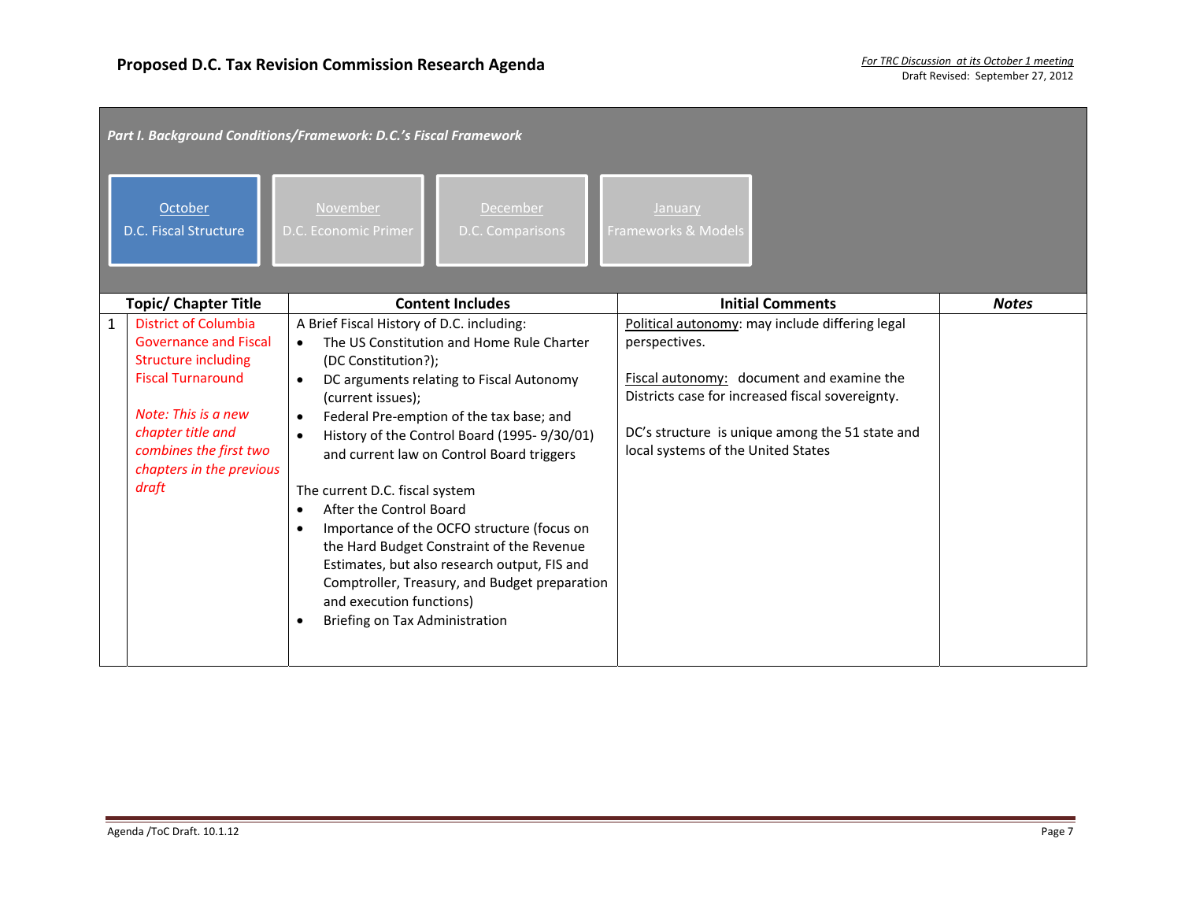# Proposed D.C. Tax Revision Commission Research Agenda

*For TRC Discussion at its October 1 meeting*
Draft Revised: September 27, 2012

***Part I. Background Conditions/Framework: D.C.'s Fiscal Framework***

| October | November | December | January |
|---|---|---|---|
| D.C. Fiscal Structure | D.C. Economic Primer | D.C. Comparisons | Frameworks & Models |

| | Topic/ Chapter Title | Content Includes | Initial Comments | *Notes* |
|---|---|---|---|---|
| 1 | District of Columbia Governance and Fiscal Structure including Fiscal Turnaround<br><br>*Note: This is a new chapter title and combines the first two chapters in the previous draft* | A Brief Fiscal History of D.C. including:<br>• The US Constitution and Home Rule Charter (DC Constitution?);<br>• DC arguments relating to Fiscal Autonomy (current issues);<br>• Federal Pre-emption of the tax base; and<br>• History of the Control Board (1995- 9/30/01) and current law on Control Board triggers<br><br>The current D.C. fiscal system<br>• After the Control Board<br>• Importance of the OCFO structure (focus on the Hard Budget Constraint of the Revenue Estimates, but also research output, FIS and Comptroller, Treasury, and Budget preparation and execution functions)<br>• Briefing on Tax Administration | Political autonomy: may include differing legal perspectives.<br><br>Fiscal autonomy: document and examine the Districts case for increased fiscal sovereignty.<br><br>DC's structure is unique among the 51 state and local systems of the United States | |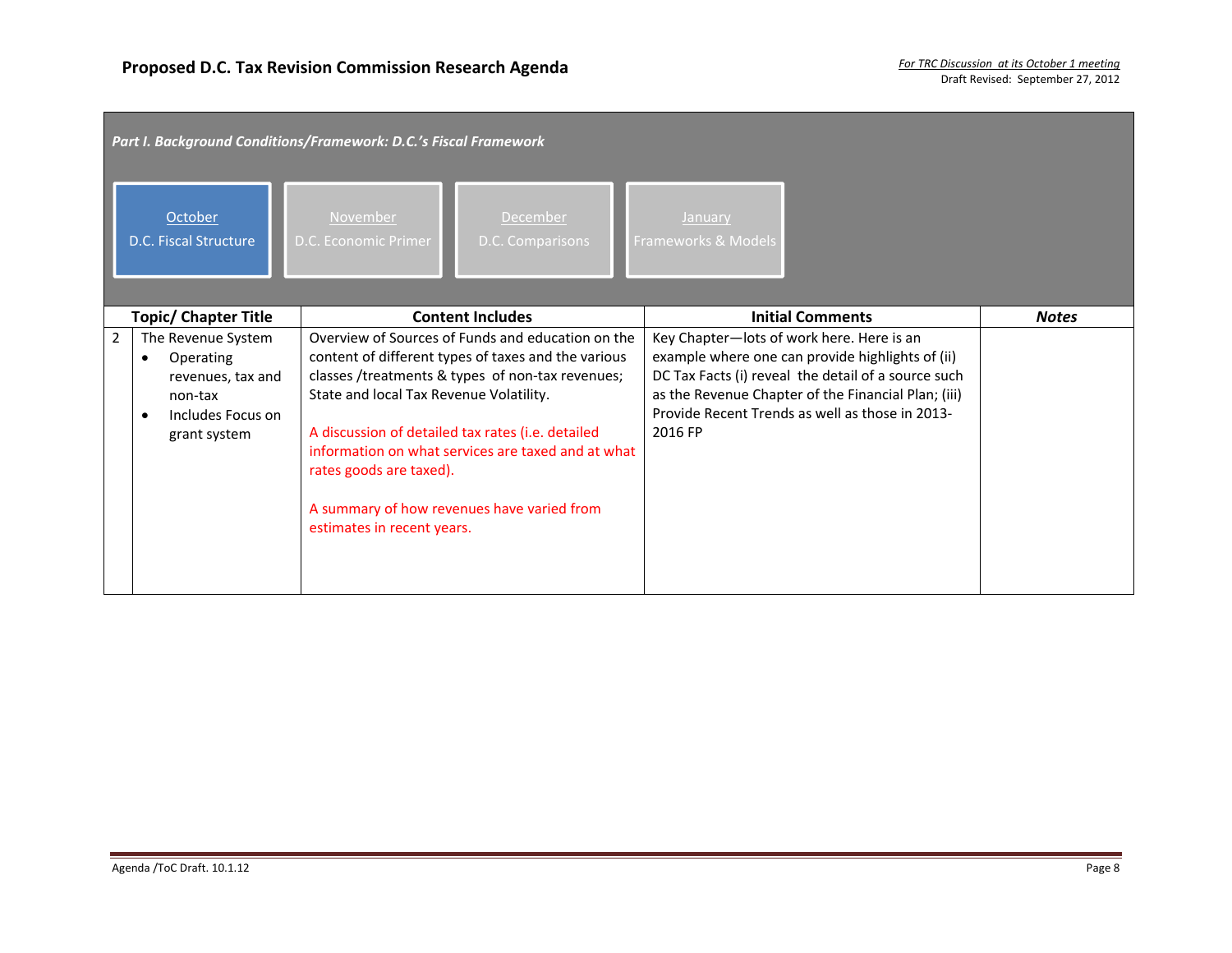# Proposed D.C. Tax Revision Commission Research Agenda

*For TRC Discussion at its October 1 meeting*
Draft Revised: September 27, 2012

*Part I. Background Conditions/Framework: D.C.'s Fiscal Framework*

| October | November | December | January |
|---|---|---|---|
| D.C. Fiscal Structure | D.C. Economic Primer | D.C. Comparisons | Frameworks & Models |

| | Topic/ Chapter Title | Content Includes | Initial Comments | *Notes* |
|---|---|---|---|---|
| 2 | The Revenue System<br>• Operating revenues, tax and non-tax<br>• Includes Focus on grant system | Overview of Sources of Funds and education on the content of different types of taxes and the various classes /treatments & types of non-tax revenues; State and local Tax Revenue Volatility.<br><br>A discussion of detailed tax rates (i.e. detailed information on what services are taxed and at what rates goods are taxed).<br><br>A summary of how revenues have varied from estimates in recent years. | Key Chapter—lots of work here. Here is an example where one can provide highlights of (ii) DC Tax Facts (i) reveal the detail of a source such as the Revenue Chapter of the Financial Plan; (iii) Provide Recent Trends as well as those in 2013-2016 FP | |

Agenda /ToC Draft. 10.1.12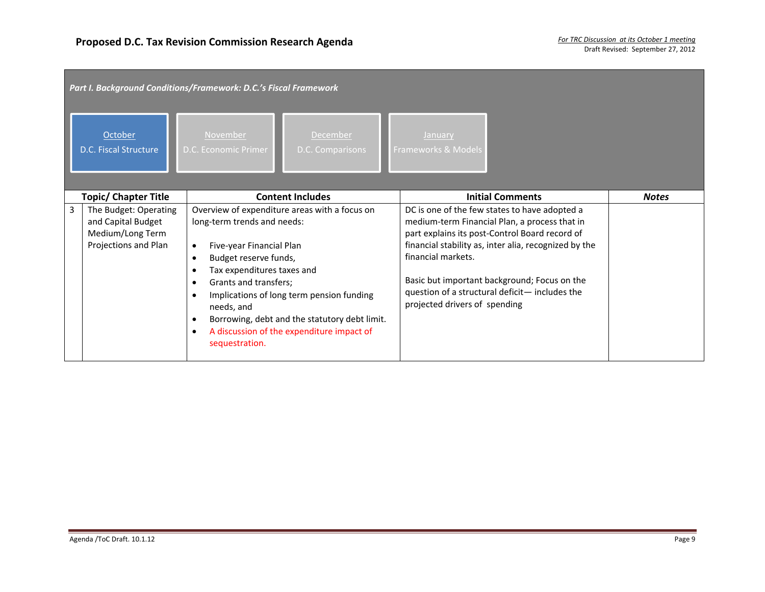# Proposed D.C. Tax Revision Commission Research Agenda

*For TRC Discussion at its October 1 meeting*
Draft Revised: September 27, 2012

*Part I. Background Conditions/Framework: D.C.'s Fiscal Framework*

| October | November | December | January |
|---|---|---|---|
| D.C. Fiscal Structure | D.C. Economic Primer | D.C. Comparisons | Frameworks & Models |

| | Topic/ Chapter Title | Content Includes | Initial Comments | *Notes* |
|---|---|---|---|---|
| 3 | The Budget: Operating and Capital Budget Medium/Long Term Projections and Plan | Overview of expenditure areas with a focus on long-term trends and needs:<br>• Five-year Financial Plan<br>• Budget reserve funds,<br>• Tax expenditures taxes and<br>• Grants and transfers;<br>• Implications of long term pension funding needs, and<br>• Borrowing, debt and the statutory debt limit.<br>• A discussion of the expenditure impact of sequestration. | DC is one of the few states to have adopted a medium-term Financial Plan, a process that in part explains its post-Control Board record of financial stability as, inter alia, recognized by the financial markets.<br><br>Basic but important background; Focus on the question of a structural deficit— includes the projected drivers of spending | |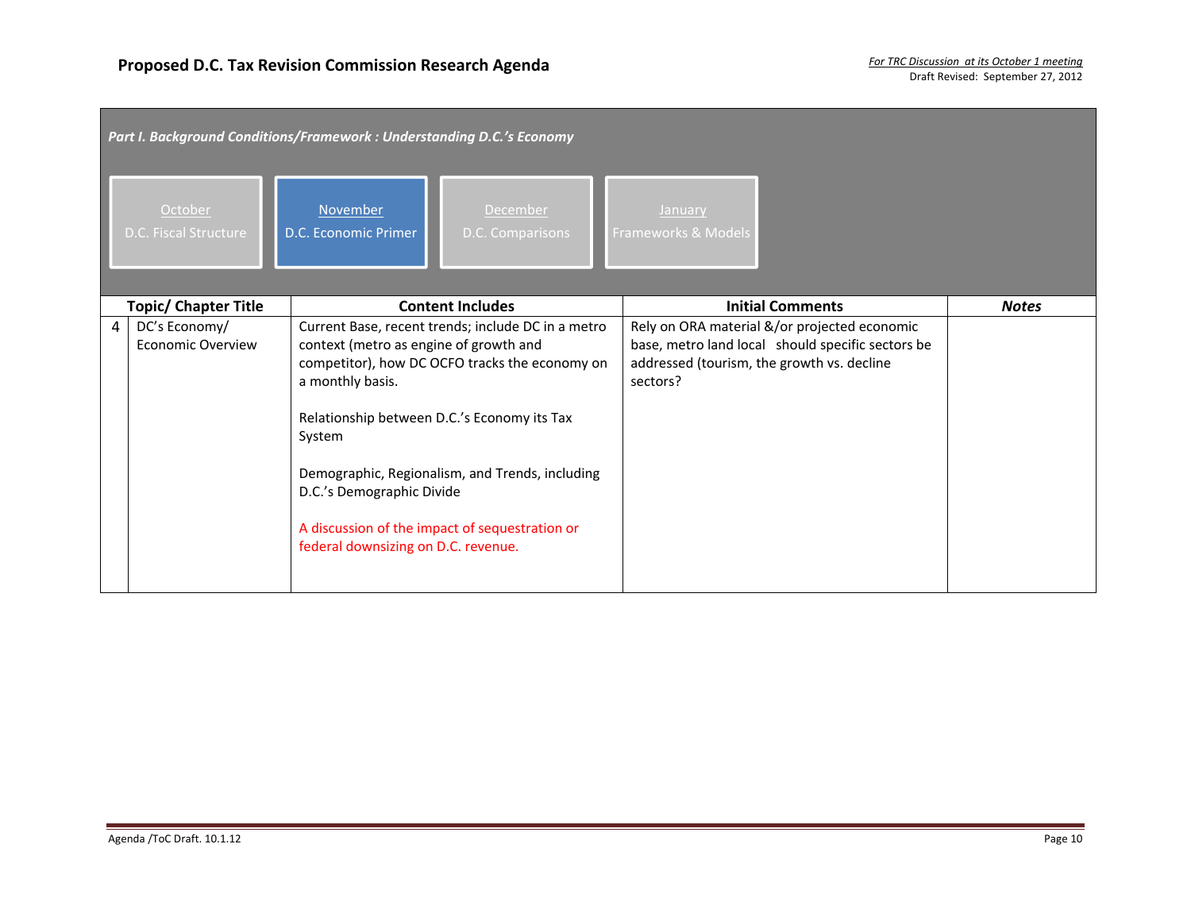**Proposed D.C. Tax Revision Commission Research Agenda**

*For TRC Discussion at its October 1 meeting*
Draft Revised: September 27, 2012

***Part I. Background Conditions/Framework : Understanding D.C.'s Economy***

| October | November | December | January |
|---|---|---|---|
| D.C. Fiscal Structure | D.C. Economic Primer | D.C. Comparisons | Frameworks & Models |

| | Topic/ Chapter Title | Content Includes | Initial Comments | *Notes* |
|---|---|---|---|---|
| 4 | DC's Economy/ Economic Overview | Current Base, recent trends; include DC in a metro context (metro as engine of growth and competitor), how DC OCFO tracks the economy on a monthly basis.<br><br>Relationship between D.C.'s Economy its Tax System<br><br>Demographic, Regionalism, and Trends, including D.C.'s Demographic Divide<br><br>A discussion of the impact of sequestration or federal downsizing on D.C. revenue. | Rely on ORA material &/or projected economic base, metro land local should specific sectors be addressed (tourism, the growth vs. decline sectors? | |

Agenda /ToC Draft. 10.1.12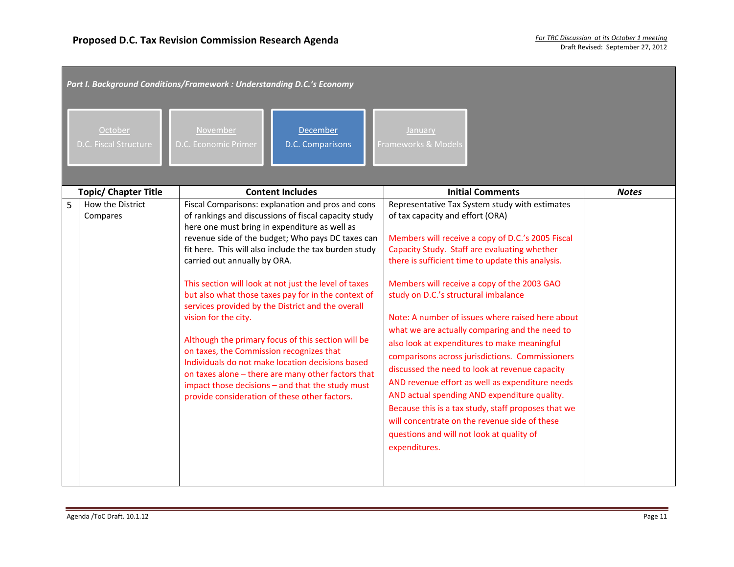# Proposed D.C. Tax Revision Commission Research Agenda

*For TRC Discussion at its October 1 meeting*
Draft Revised: September 27, 2012

***Part I. Background Conditions/Framework : Understanding D.C.'s Economy***

| October | November | December | January |
|---|---|---|---|
| D.C. Fiscal Structure | D.C. Economic Primer | D.C. Comparisons | Frameworks & Models |

| | Topic/ Chapter Title | Content Includes | Initial Comments | *Notes* |
|---|---|---|---|---|
| 5 | How the District Compares | Fiscal Comparisons: explanation and pros and cons of rankings and discussions of fiscal capacity study here one must bring in expenditure as well as revenue side of the budget; Who pays DC taxes can fit here. This will also include the tax burden study carried out annually by ORA.<br><br>This section will look at not just the level of taxes but also what those taxes pay for in the context of services provided by the District and the overall vision for the city.<br><br>Although the primary focus of this section will be on taxes, the Commission recognizes that Individuals do not make location decisions based on taxes alone – there are many other factors that impact those decisions – and that the study must provide consideration of these other factors. | Representative Tax System study with estimates of tax capacity and effort (ORA)<br><br>Members will receive a copy of D.C.'s 2005 Fiscal Capacity Study. Staff are evaluating whether there is sufficient time to update this analysis.<br><br>Members will receive a copy of the 2003 GAO study on D.C.'s structural imbalance<br><br>Note: A number of issues where raised here about what we are actually comparing and the need to also look at expenditures to make meaningful comparisons across jurisdictions. Commissioners discussed the need to look at revenue capacity AND revenue effort as well as expenditure needs AND actual spending AND expenditure quality. Because this is a tax study, staff proposes that we will concentrate on the revenue side of these questions and will not look at quality of expenditures. | |

Agenda /ToC Draft. 10.1.12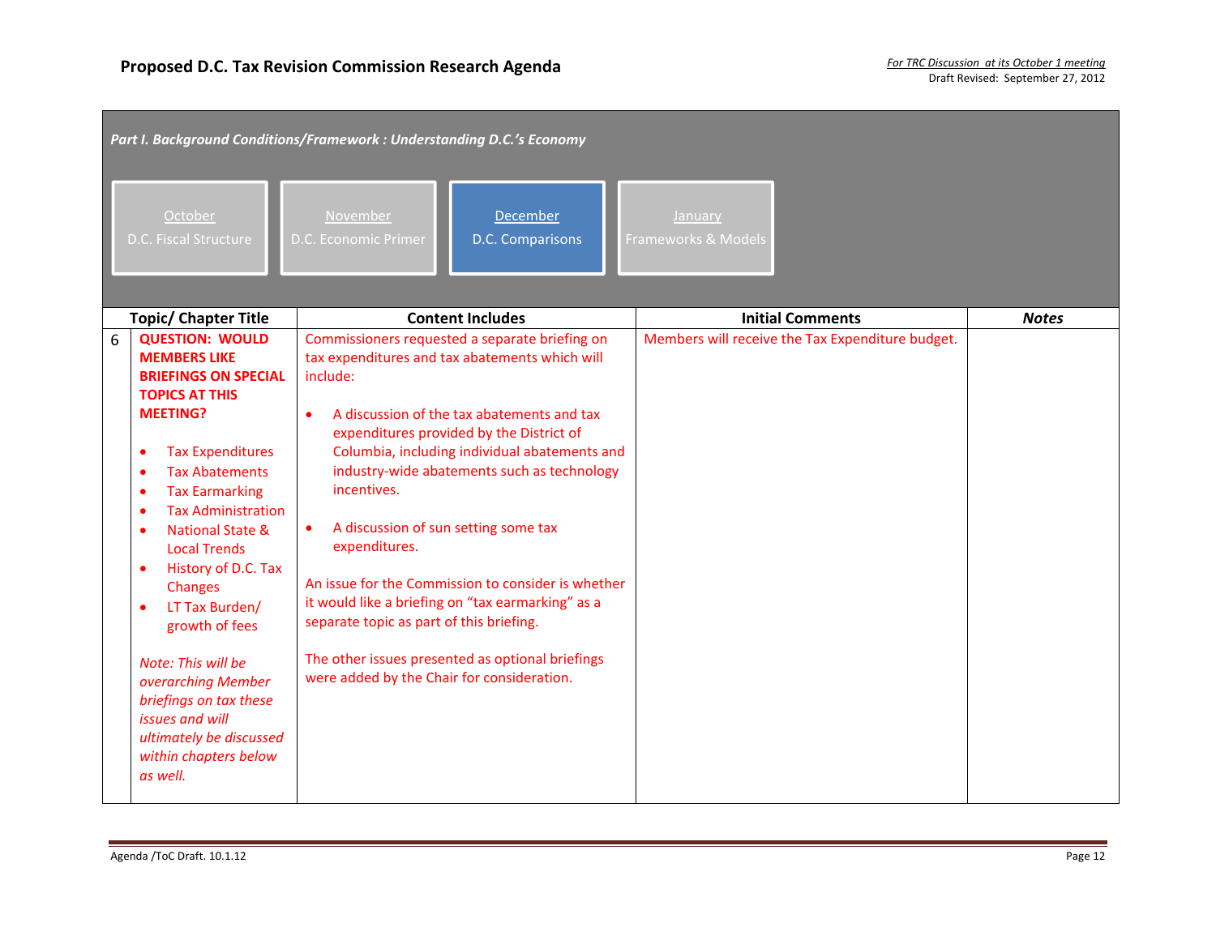## Proposed D.C. Tax Revision Commission Research Agenda

*For TRC Discussion at its October 1 meeting*
Draft Revised: September 27, 2012

*Part I. Background Conditions/Framework : Understanding D.C.'s Economy*

October — D.C. Fiscal Structure | November — D.C. Economic Primer | **December — D.C. Comparisons** | January — Frameworks & Models

| | Topic/ Chapter Title | Content Includes | Initial Comments | *Notes* |
|---|---|---|---|---|
| 6 | **QUESTION: WOULD MEMBERS LIKE BRIEFINGS ON SPECIAL TOPICS AT THIS MEETING?**<br><br>• Tax Expenditures<br>• Tax Abatements<br>• Tax Earmarking<br>• Tax Administration<br>• National State & Local Trends<br>• History of D.C. Tax Changes<br>• LT Tax Burden/ growth of fees<br><br>*Note: This will be overarching Member briefings on tax these issues and will ultimately be discussed within chapters below as well.* | Commissioners requested a separate briefing on tax expenditures and tax abatements which will include:<br><br>• A discussion of the tax abatements and tax expenditures provided by the District of Columbia, including individual abatements and industry-wide abatements such as technology incentives.<br><br>• A discussion of sun setting some tax expenditures.<br><br>An issue for the Commission to consider is whether it would like a briefing on "tax earmarking" as a separate topic as part of this briefing.<br><br>The other issues presented as optional briefings were added by the Chair for consideration. | Members will receive the Tax Expenditure budget. | |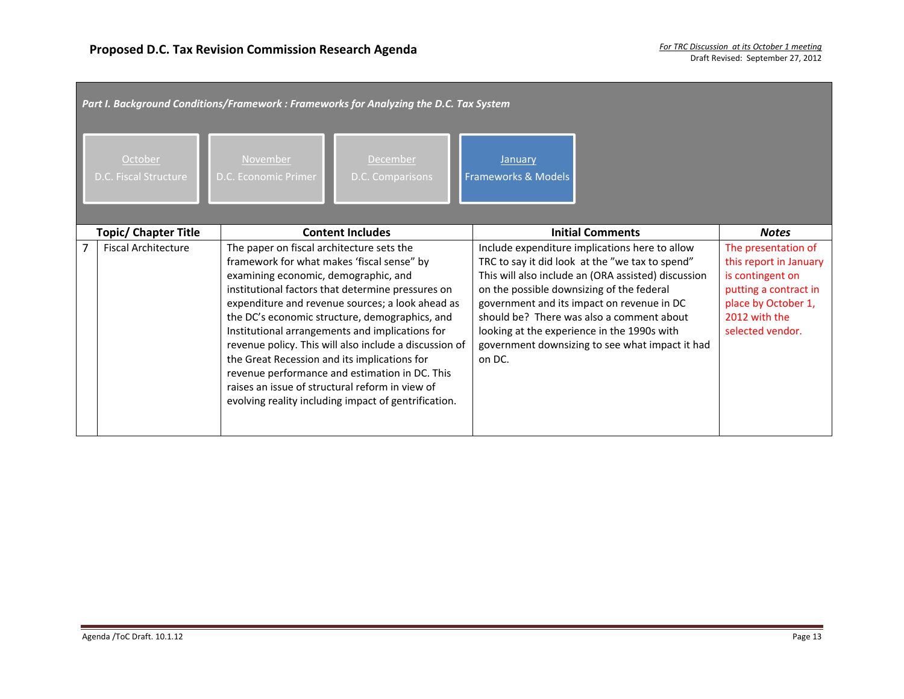# Proposed D.C. Tax Revision Commission Research Agenda

*For TRC Discussion at its October 1 meeting*
Draft Revised: September 27, 2012

***Part I. Background Conditions/Framework : Frameworks for Analyzing the D.C. Tax System***

| October | November | December | January |
|---|---|---|---|
| D.C. Fiscal Structure | D.C. Economic Primer | D.C. Comparisons | Frameworks & Models |

| | Topic/ Chapter Title | Content Includes | Initial Comments | *Notes* |
|---|---|---|---|---|
| 7 | Fiscal Architecture | The paper on fiscal architecture sets the framework for what makes 'fiscal sense" by examining economic, demographic, and institutional factors that determine pressures on expenditure and revenue sources; a look ahead as the DC's economic structure, demographics, and Institutional arrangements and implications for revenue policy. This will also include a discussion of the Great Recession and its implications for revenue performance and estimation in DC. This raises an issue of structural reform in view of evolving reality including impact of gentrification. | Include expenditure implications here to allow TRC to say it did look at the "we tax to spend" This will also include an (ORA assisted) discussion on the possible downsizing of the federal government and its impact on revenue in DC should be? There was also a comment about looking at the experience in the 1990s with government downsizing to see what impact it had on DC. | The presentation of this report in January is contingent on putting a contract in place by October 1, 2012 with the selected vendor. |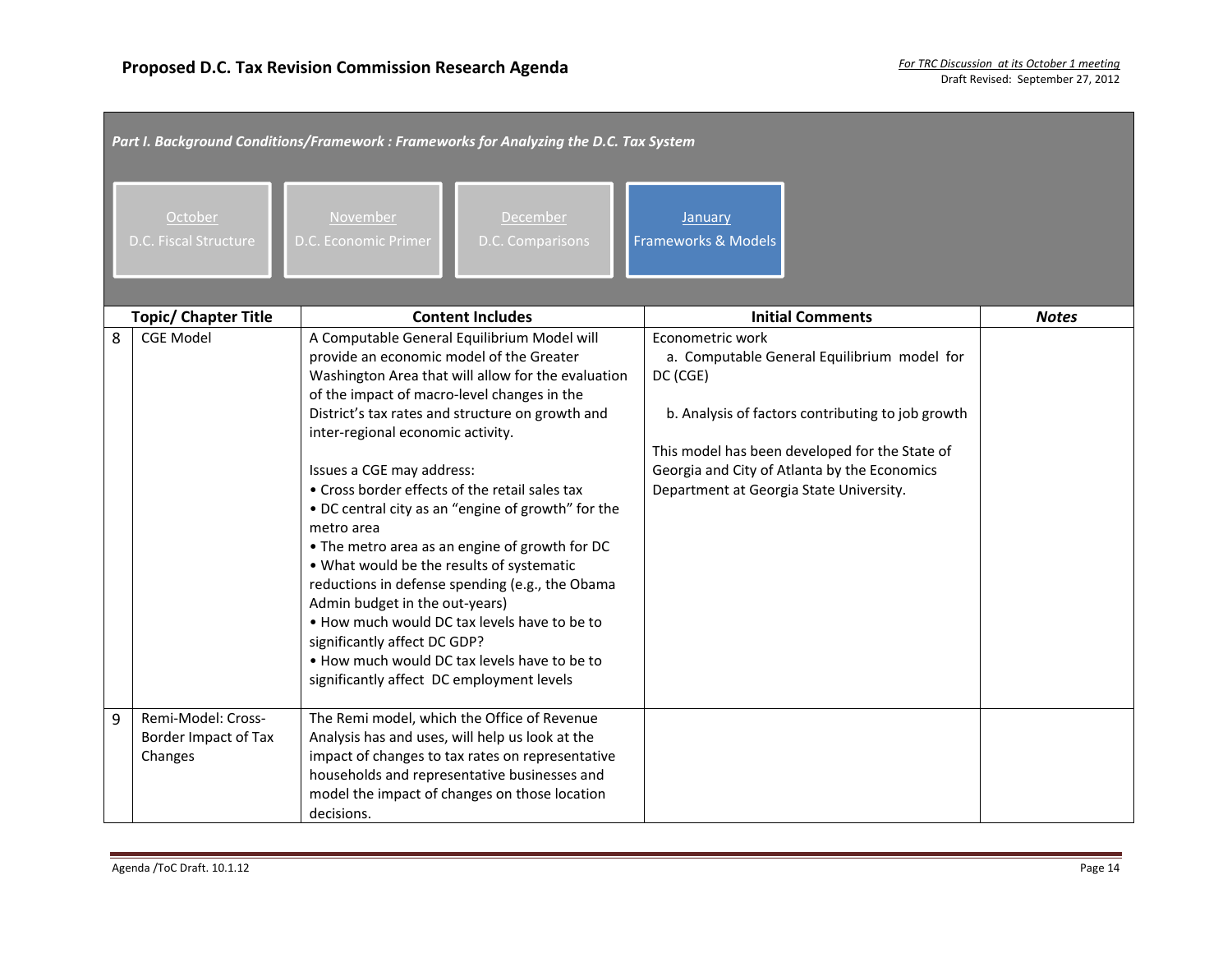# Proposed D.C. Tax Revision Commission Research Agenda

*For TRC Discussion at its October 1 meeting*
Draft Revised: September 27, 2012

***Part I. Background Conditions/Framework : Frameworks for Analyzing the D.C. Tax System***

| October | November | December | January |
|---|---|---|---|
| D.C. Fiscal Structure | D.C. Economic Primer | D.C. Comparisons | Frameworks & Models |

| | Topic/ Chapter Title | Content Includes | Initial Comments | *Notes* |
|---|---|---|---|---|
| 8 | CGE Model | A Computable General Equilibrium Model will provide an economic model of the Greater Washington Area that will allow for the evaluation of the impact of macro-level changes in the District's tax rates and structure on growth and inter-regional economic activity.<br><br>Issues a CGE may address:<br>• Cross border effects of the retail sales tax<br>• DC central city as an "engine of growth" for the metro area<br>• The metro area as an engine of growth for DC<br>• What would be the results of systematic reductions in defense spending (e.g., the Obama Admin budget in the out-years)<br>• How much would DC tax levels have to be to significantly affect DC GDP?<br>• How much would DC tax levels have to be to significantly affect DC employment levels | Econometric work<br>a. Computable General Equilibrium model for DC (CGE)<br><br>b. Analysis of factors contributing to job growth<br><br>This model has been developed for the State of Georgia and City of Atlanta by the Economics Department at Georgia State University. | |
| 9 | Remi-Model: Cross-Border Impact of Tax Changes | The Remi model, which the Office of Revenue Analysis has and uses, will help us look at the impact of changes to tax rates on representative households and representative businesses and model the impact of changes on those location decisions. | | |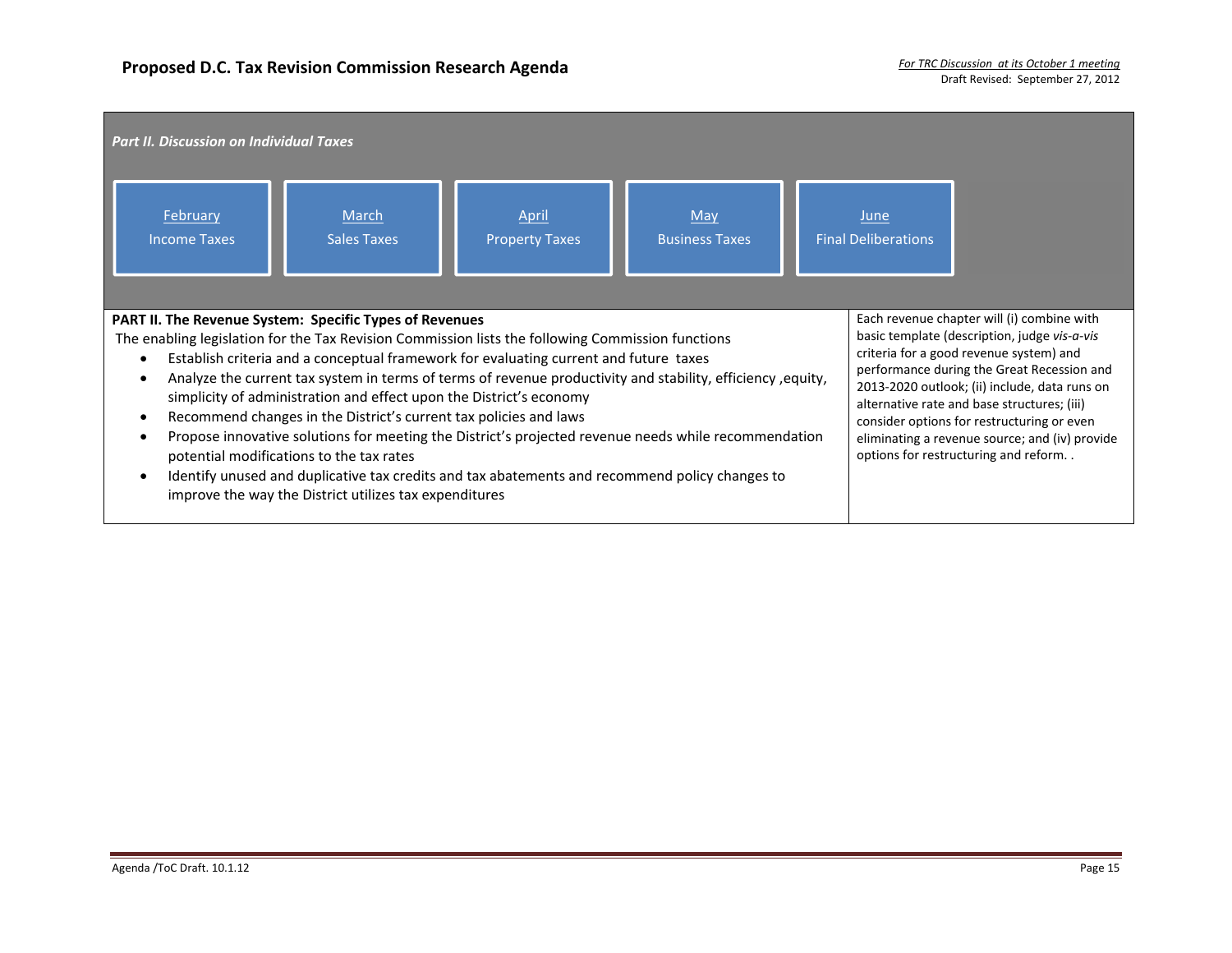## Proposed D.C. Tax Revision Commission Research Agenda

*For TRC Discussion at its October 1 meeting*
Draft Revised: September 27, 2012

*Part II. Discussion on Individual Taxes*

| February | March | April | May | June |
| --- | --- | --- | --- | --- |
| Income Taxes | Sales Taxes | Property Taxes | Business Taxes | Final Deliberations |

| **PART II. The Revenue System: Specific Types of Revenues** | |
| --- | --- |
| The enabling legislation for the Tax Revision Commission lists the following Commission functions<br>• Establish criteria and a conceptual framework for evaluating current and future taxes<br>• Analyze the current tax system in terms of terms of revenue productivity and stability, efficiency ,equity, simplicity of administration and effect upon the District's economy<br>• Recommend changes in the District's current tax policies and laws<br>• Propose innovative solutions for meeting the District's projected revenue needs while recommendation potential modifications to the tax rates<br>• Identify unused and duplicative tax credits and tax abatements and recommend policy changes to improve the way the District utilizes tax expenditures | Each revenue chapter will (i) combine with basic template (description, judge *vis-a-vis* criteria for a good revenue system) and performance during the Great Recession and 2013-2020 outlook; (ii) include, data runs on alternative rate and base structures; (iii) consider options for restructuring or even eliminating a revenue source; and (iv) provide options for restructuring and reform. . |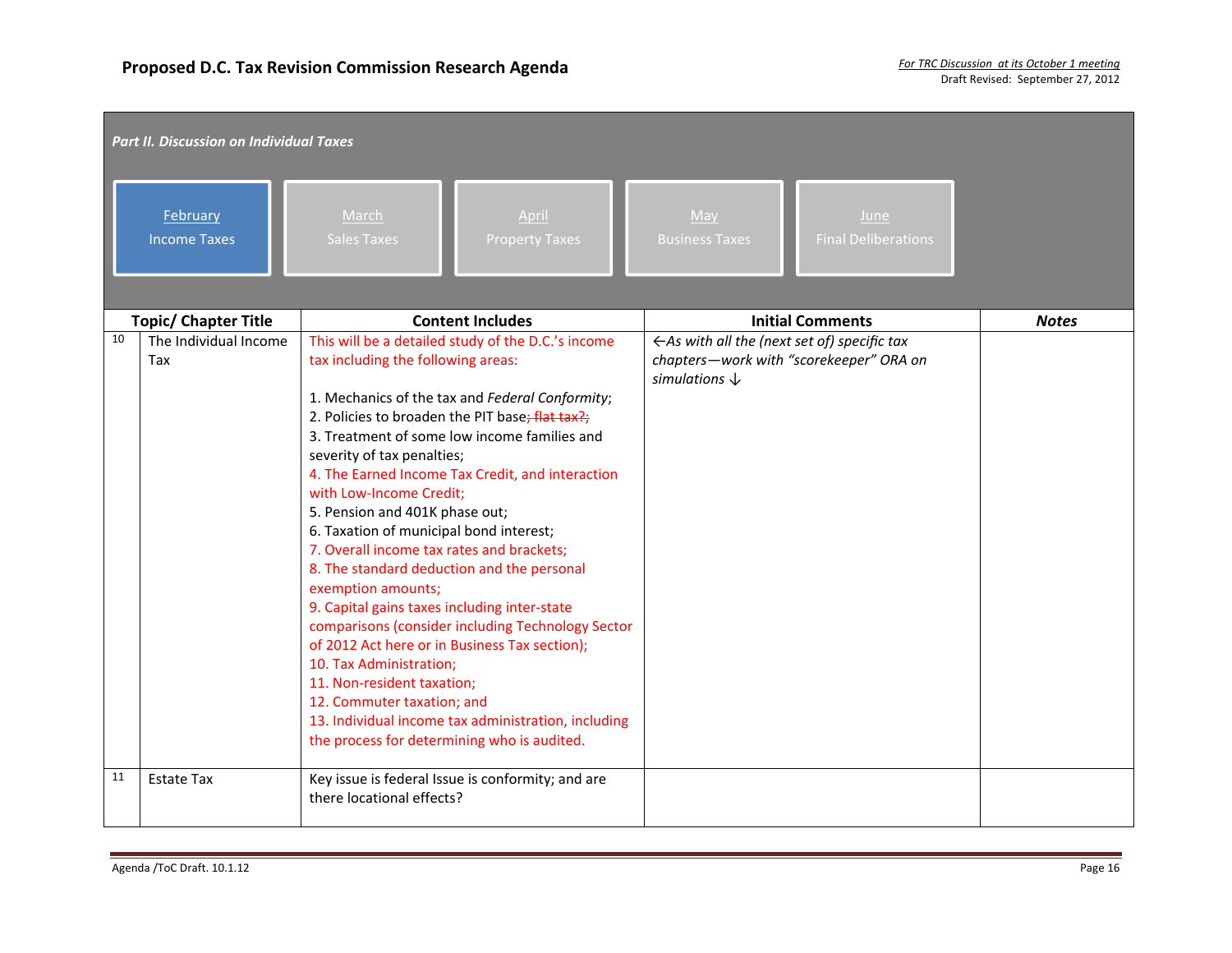# Proposed D.C. Tax Revision Commission Research Agenda

*For TRC Discussion at its October 1 meeting*
Draft Revised: September 27, 2012

***Part II. Discussion on Individual Taxes***

| February | March | April | May | June |
|---|---|---|---|---|
| Income Taxes | Sales Taxes | Property Taxes | Business Taxes | Final Deliberations |

| | Topic/ Chapter Title | Content Includes | Initial Comments | *Notes* |
|---|---|---|---|---|
| 10 | The Individual Income Tax | This will be a detailed study of the D.C.'s income tax including the following areas:<br><br>1. Mechanics of the tax and *Federal Conformity*;<br>2. Policies to broaden the PIT base~~; flat tax?;~~<br>3. Treatment of some low income families and severity of tax penalties;<br>4. The Earned Income Tax Credit, and interaction with Low-Income Credit;<br>5. Pension and 401K phase out;<br>6. Taxation of municipal bond interest;<br>7. Overall income tax rates and brackets;<br>8. The standard deduction and the personal exemption amounts;<br>9. Capital gains taxes including inter-state comparisons (consider including Technology Sector of 2012 Act here or in Business Tax section);<br>10. Tax Administration;<br>11. Non-resident taxation;<br>12. Commuter taxation; and<br>13. Individual income tax administration, including the process for determining who is audited. | *←As with all the (next set of) specific tax chapters—work with "scorekeeper" ORA on simulations ↓* | |
| 11 | Estate Tax | Key issue is federal Issue is conformity; and are there locational effects? | | |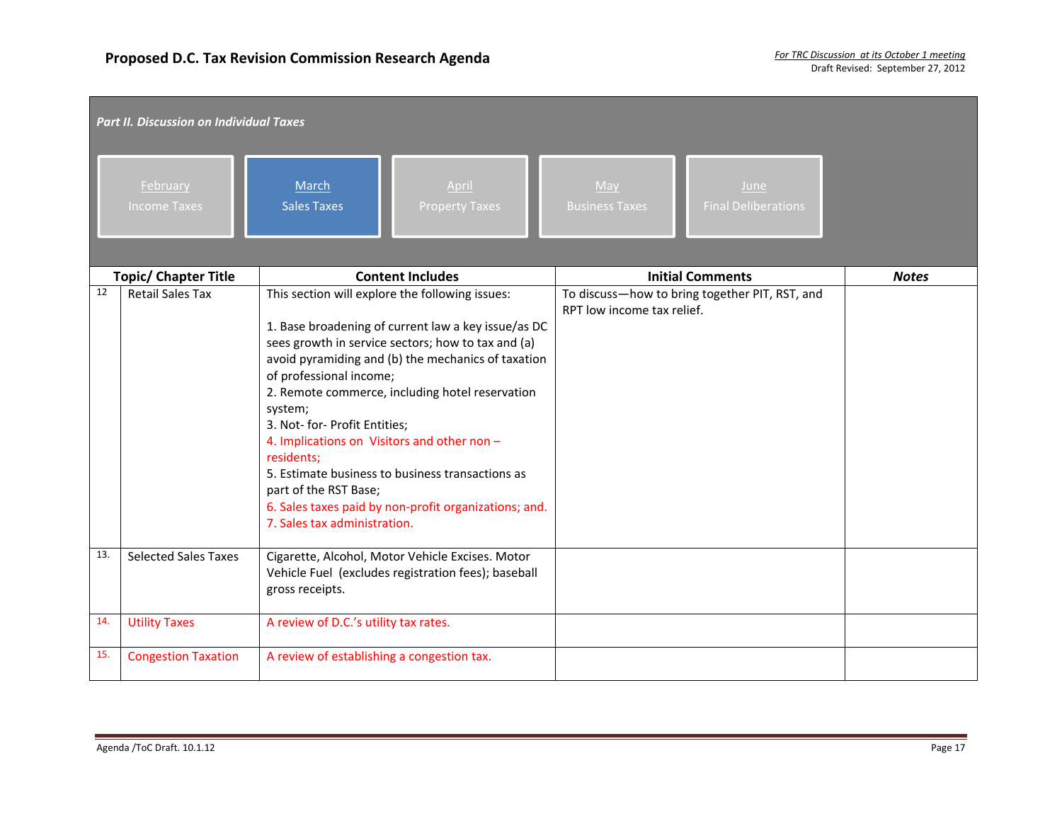## Proposed D.C. Tax Revision Commission Research Agenda

*For TRC Discussion at its October 1 meeting*
Draft Revised: September 27, 2012

***Part II. Discussion on Individual Taxes***

| February | March | April | May | June |
|---|---|---|---|---|
| Income Taxes | Sales Taxes | Property Taxes | Business Taxes | Final Deliberations |

| | Topic/ Chapter Title | Content Includes | Initial Comments | ***Notes*** |
|---|---|---|---|---|
| 12 | Retail Sales Tax | This section will explore the following issues:<br><br>1. Base broadening of current law a key issue/as DC sees growth in service sectors; how to tax and (a) avoid pyramiding and (b) the mechanics of taxation of professional income;<br>2. Remote commerce, including hotel reservation system;<br>3. Not- for- Profit Entities;<br>4. Implications on Visitors and other non – residents;<br>5. Estimate business to business transactions as part of the RST Base;<br>6. Sales taxes paid by non-profit organizations; and.<br>7. Sales tax administration. | To discuss—how to bring together PIT, RST, and RPT low income tax relief. | |
| 13. | Selected Sales Taxes | Cigarette, Alcohol, Motor Vehicle Excises. Motor Vehicle Fuel (excludes registration fees); baseball gross receipts. | | |
| 14. | Utility Taxes | A review of D.C.'s utility tax rates. | | |
| 15. | Congestion Taxation | A review of establishing a congestion tax. | | |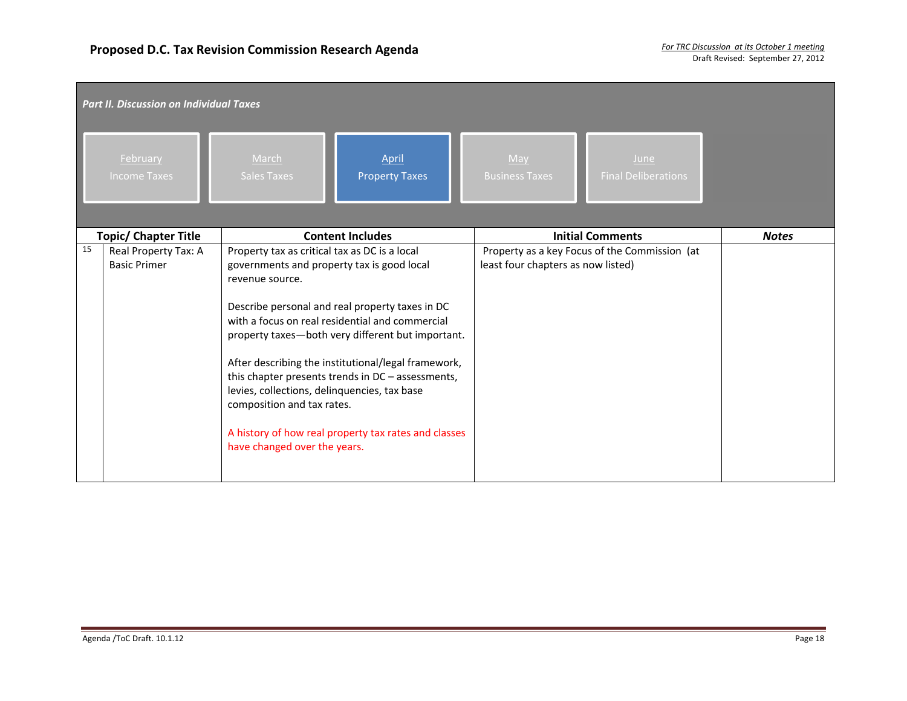# Proposed D.C. Tax Revision Commission Research Agenda

*For TRC Discussion at its October 1 meeting*
Draft Revised: September 27, 2012

***Part II. Discussion on Individual Taxes***

| February<br>Income Taxes | March<br>Sales Taxes | April<br>Property Taxes | May<br>Business Taxes | June<br>Final Deliberations |
|---|---|---|---|---|

| | Topic/ Chapter Title | Content Includes | Initial Comments | ***Notes*** |
|---|---|---|---|---|
| 15 | Real Property Tax: A Basic Primer | Property tax as critical tax as DC is a local governments and property tax is good local revenue source.<br><br>Describe personal and real property taxes in DC with a focus on real residential and commercial property taxes—both very different but important.<br><br>After describing the institutional/legal framework, this chapter presents trends in DC – assessments, levies, collections, delinquencies, tax base composition and tax rates.<br><br>A history of how real property tax rates and classes have changed over the years. | Property as a key Focus of the Commission (at least four chapters as now listed) | |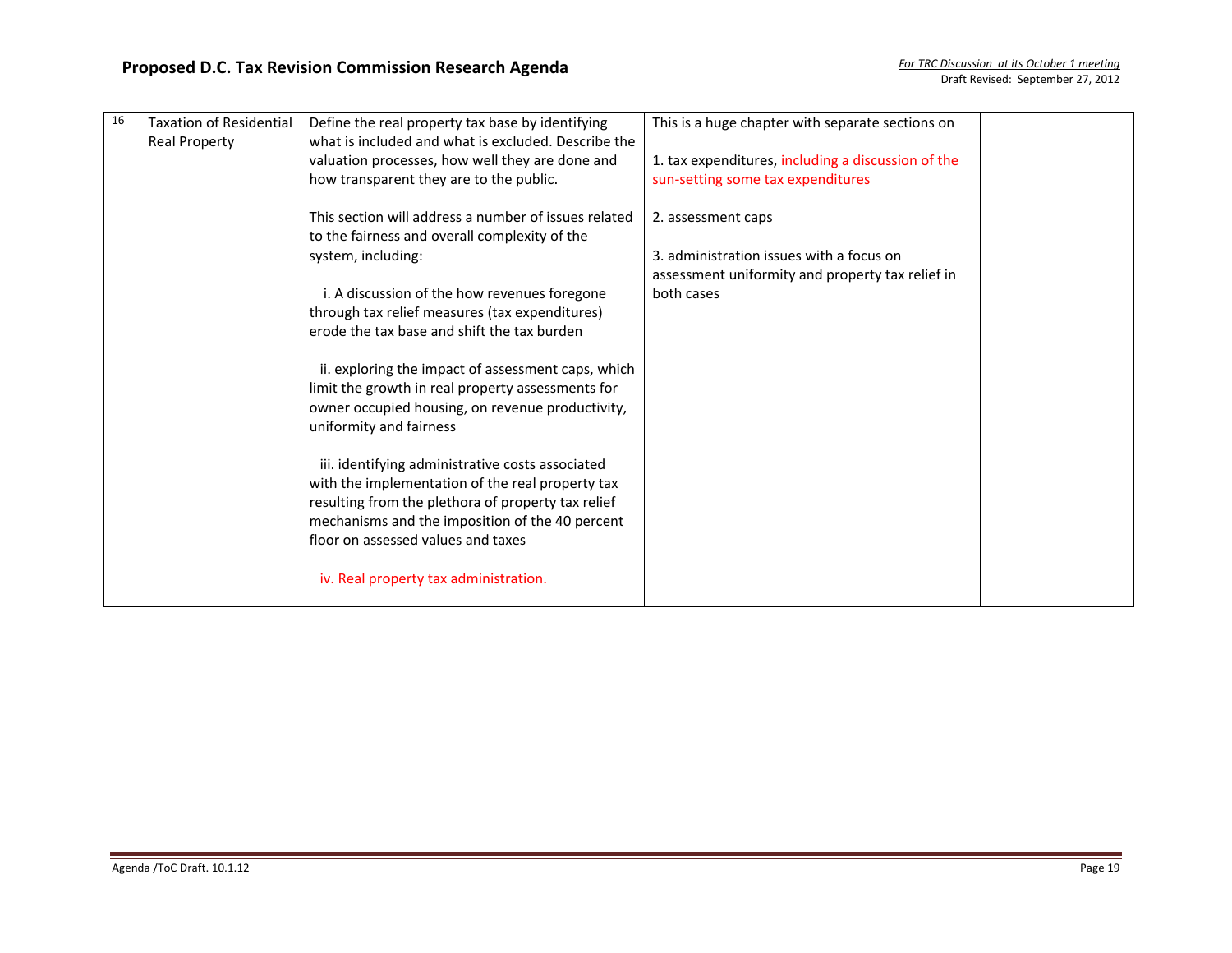| 16 | Taxation of Residential Real Property | Define the real property tax base by identifying what is included and what is excluded. Describe the valuation processes, how well they are done and how transparent they are to the public.<br><br>This section will address a number of issues related to the fairness and overall complexity of the system, including:<br><br>i. A discussion of the how revenues foregone through tax relief measures (tax expenditures) erode the tax base and shift the tax burden<br><br>ii. exploring the impact of assessment caps, which limit the growth in real property assessments for owner occupied housing, on revenue productivity, uniformity and fairness<br><br>iii. identifying administrative costs associated with the implementation of the real property tax resulting from the plethora of property tax relief mechanisms and the imposition of the 40 percent floor on assessed values and taxes<br><br>iv. Real property tax administration. | This is a huge chapter with separate sections on<br><br>1. tax expenditures, including a discussion of the sun-setting some tax expenditures<br><br>2. assessment caps<br><br>3. administration issues with a focus on assessment uniformity and property tax relief in both cases | |
|---|---|---|---|---|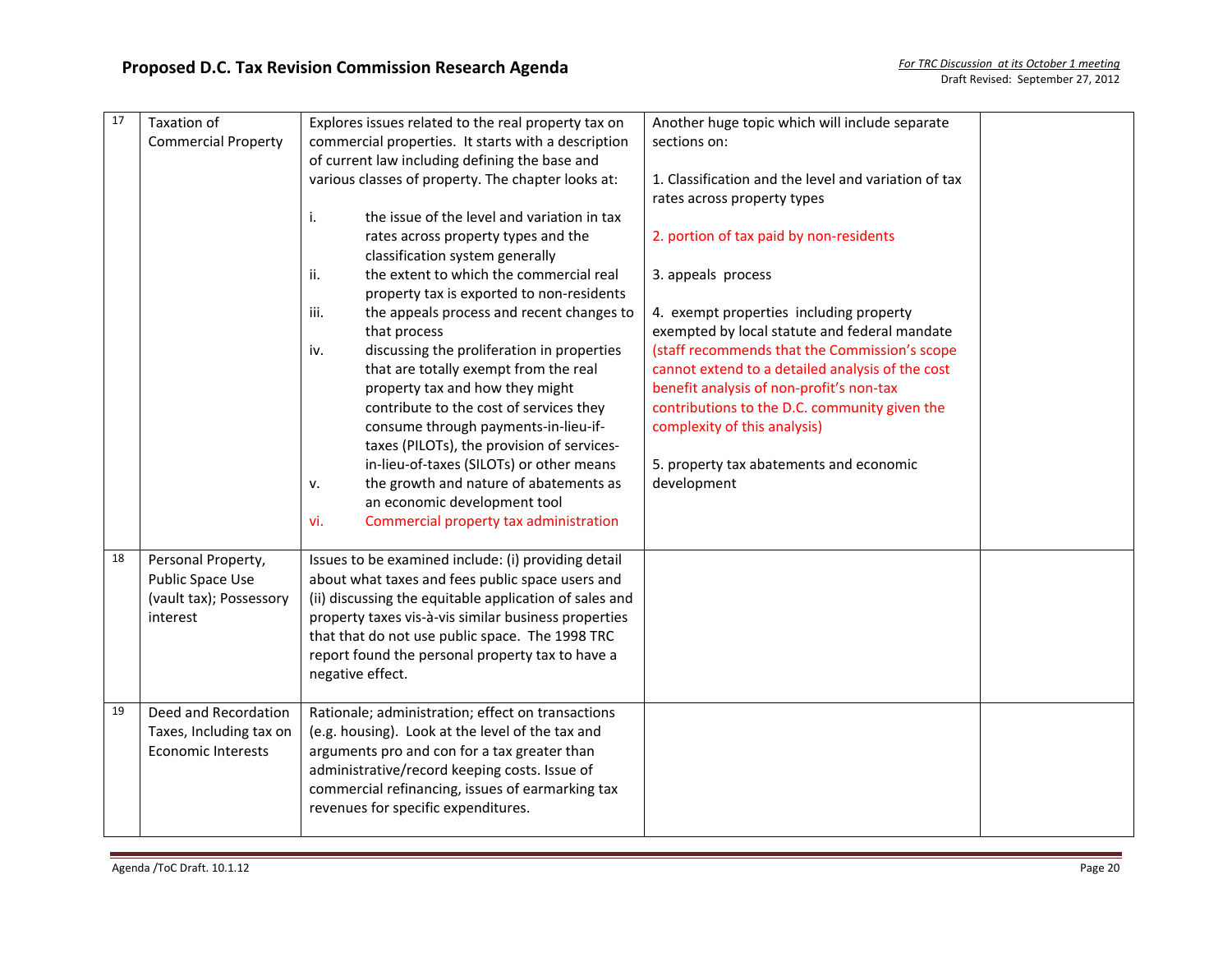| 17 | Taxation of Commercial Property | Explores issues related to the real property tax on commercial properties. It starts with a description of current law including defining the base and various classes of property. The chapter looks at:<br><br>i. the issue of the level and variation in tax rates across property types and the classification system generally<br>ii. the extent to which the commercial real property tax is exported to non-residents<br>iii. the appeals process and recent changes to that process<br>iv. discussing the proliferation in properties that are totally exempt from the real property tax and how they might contribute to the cost of services they consume through payments-in-lieu-if-taxes (PILOTs), the provision of services-in-lieu-of-taxes (SILOTs) or other means<br>v. the growth and nature of abatements as an economic development tool<br>vi. Commercial property tax administration | Another huge topic which will include separate sections on:<br><br>1. Classification and the level and variation of tax rates across property types<br><br>2. portion of tax paid by non-residents<br><br>3. appeals process<br><br>4. exempt properties including property exempted by local statute and federal mandate (staff recommends that the Commission's scope cannot extend to a detailed analysis of the cost benefit analysis of non-profit's non-tax contributions to the D.C. community given the complexity of this analysis)<br><br>5. property tax abatements and economic development | |
|---|---|---|---|---|
| 18 | Personal Property, Public Space Use (vault tax); Possessory interest | Issues to be examined include: (i) providing detail about what taxes and fees public space users and (ii) discussing the equitable application of sales and property taxes vis-à-vis similar business properties that that do not use public space. The 1998 TRC report found the personal property tax to have a negative effect. | | |
| 19 | Deed and Recordation Taxes, Including tax on Economic Interests | Rationale; administration; effect on transactions (e.g. housing). Look at the level of the tax and arguments pro and con for a tax greater than administrative/record keeping costs. Issue of commercial refinancing, issues of earmarking tax revenues for specific expenditures. | | |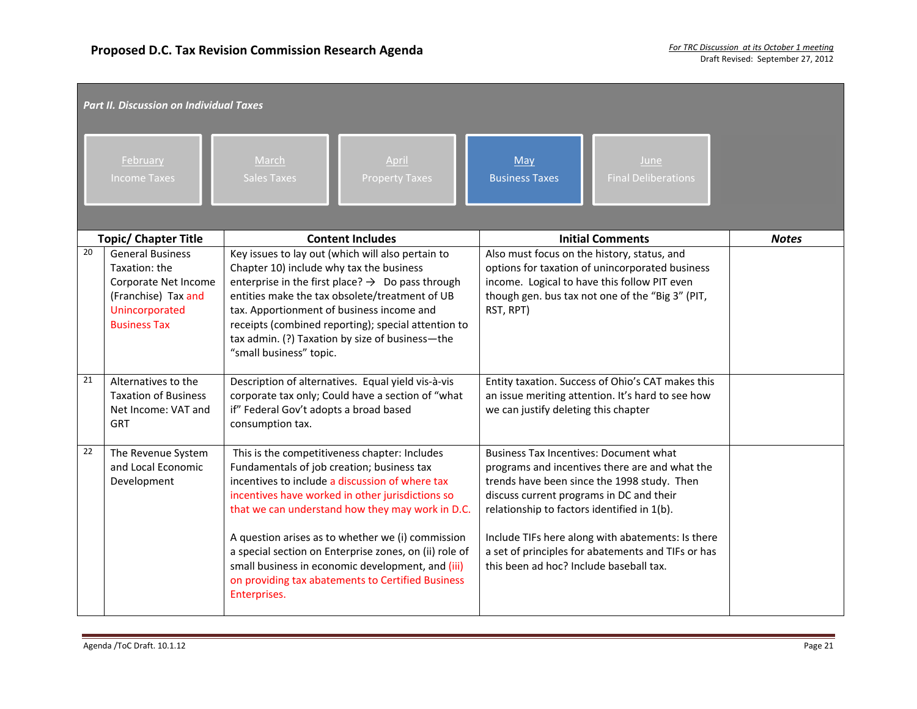## Proposed D.C. Tax Revision Commission Research Agenda

*For TRC Discussion at its October 1 meeting*
Draft Revised: September 27, 2012

### *Part II. Discussion on Individual Taxes*

| February | March | April | May | June |
|---|---|---|---|---|
| Income Taxes | Sales Taxes | Property Taxes | Business Taxes | Final Deliberations |

| | Topic/ Chapter Title | Content Includes | Initial Comments | *Notes* |
|---|---|---|---|---|
| 20 | General Business Taxation: the Corporate Net Income (Franchise) Tax and Unincorporated Business Tax | Key issues to lay out (which will also pertain to Chapter 10) include why tax the business enterprise in the first place? → Do pass through entities make the tax obsolete/treatment of UB tax. Apportionment of business income and receipts (combined reporting); special attention to tax admin. (?) Taxation by size of business—the "small business" topic. | Also must focus on the history, status, and options for taxation of unincorporated business income. Logical to have this follow PIT even though gen. bus tax not one of the "Big 3" (PIT, RST, RPT) | |
| 21 | Alternatives to the Taxation of Business Net Income: VAT and GRT | Description of alternatives. Equal yield vis-à-vis corporate tax only; Could have a section of "what if" Federal Gov't adopts a broad based consumption tax. | Entity taxation. Success of Ohio's CAT makes this an issue meriting attention. It's hard to see how we can justify deleting this chapter | |
| 22 | The Revenue System and Local Economic Development | This is the competitiveness chapter: Includes Fundamentals of job creation; business tax incentives to include a discussion of where tax incentives have worked in other jurisdictions so that we can understand how they may work in D.C.<br><br>A question arises as to whether we (i) commission a special section on Enterprise zones, on (ii) role of small business in economic development, and (iii) on providing tax abatements to Certified Business Enterprises. | Business Tax Incentives: Document what programs and incentives there are and what the trends have been since the 1998 study. Then discuss current programs in DC and their relationship to factors identified in 1(b).<br><br>Include TIFs here along with abatements: Is there a set of principles for abatements and TIFs or has this been ad hoc? Include baseball tax. | |

Agenda /ToC Draft. 10.1.12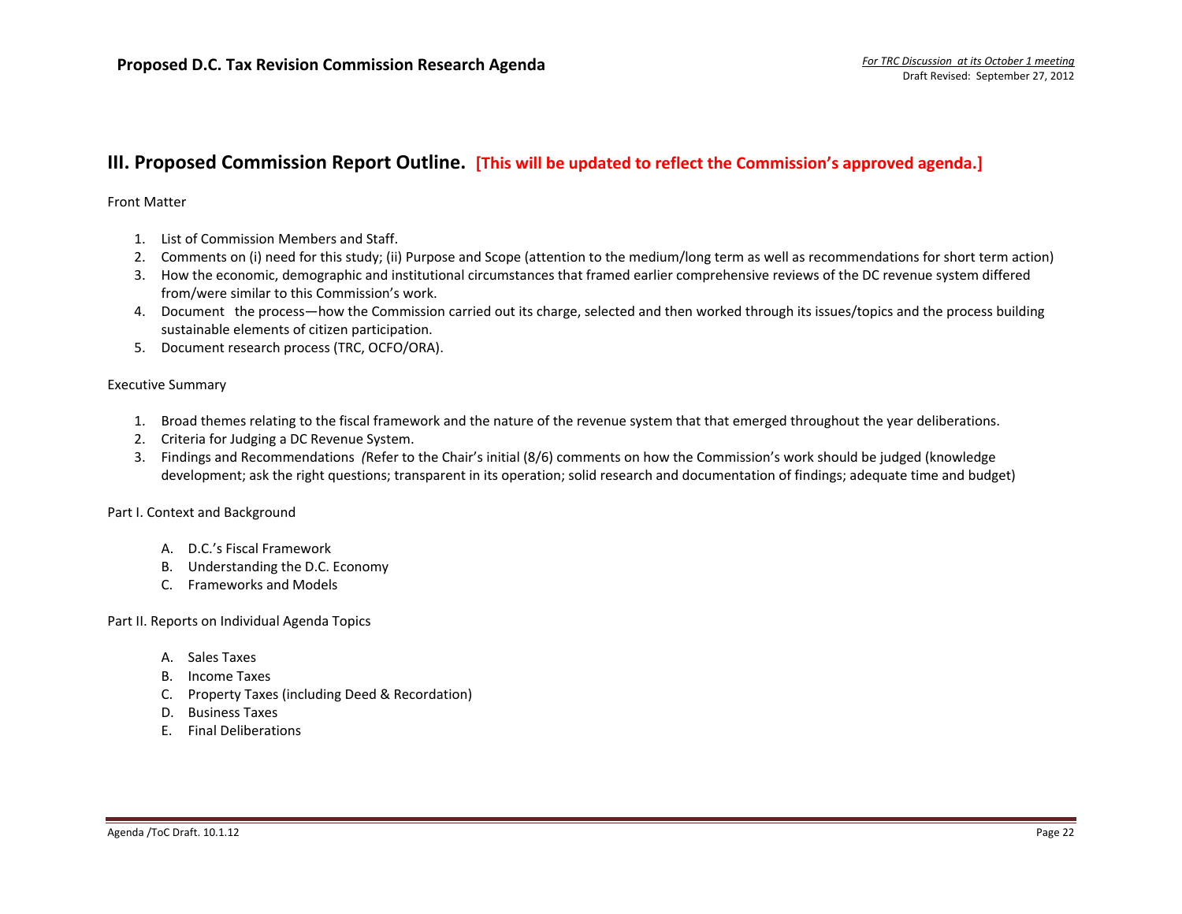## III. Proposed Commission Report Outline. **[This will be updated to reflect the Commission's approved agenda.]**

Front Matter

1. List of Commission Members and Staff.
2. Comments on (i) need for this study; (ii) Purpose and Scope (attention to the medium/long term as well as recommendations for short term action)
3. How the economic, demographic and institutional circumstances that framed earlier comprehensive reviews of the DC revenue system differed from/were similar to this Commission's work.
4. Document the process—how the Commission carried out its charge, selected and then worked through its issues/topics and the process building sustainable elements of citizen participation.
5. Document research process (TRC, OCFO/ORA).

Executive Summary

1. Broad themes relating to the fiscal framework and the nature of the revenue system that that emerged throughout the year deliberations.
2. Criteria for Judging a DC Revenue System.
3. Findings and Recommendations *(*Refer to the Chair's initial (8/6) comments on how the Commission's work should be judged (knowledge development; ask the right questions; transparent in its operation; solid research and documentation of findings; adequate time and budget)

Part I. Context and Background

A. D.C.'s Fiscal Framework
B. Understanding the D.C. Economy
C. Frameworks and Models

Part II. Reports on Individual Agenda Topics

A. Sales Taxes
B. Income Taxes
C. Property Taxes (including Deed & Recordation)
D. Business Taxes
E. Final Deliberations